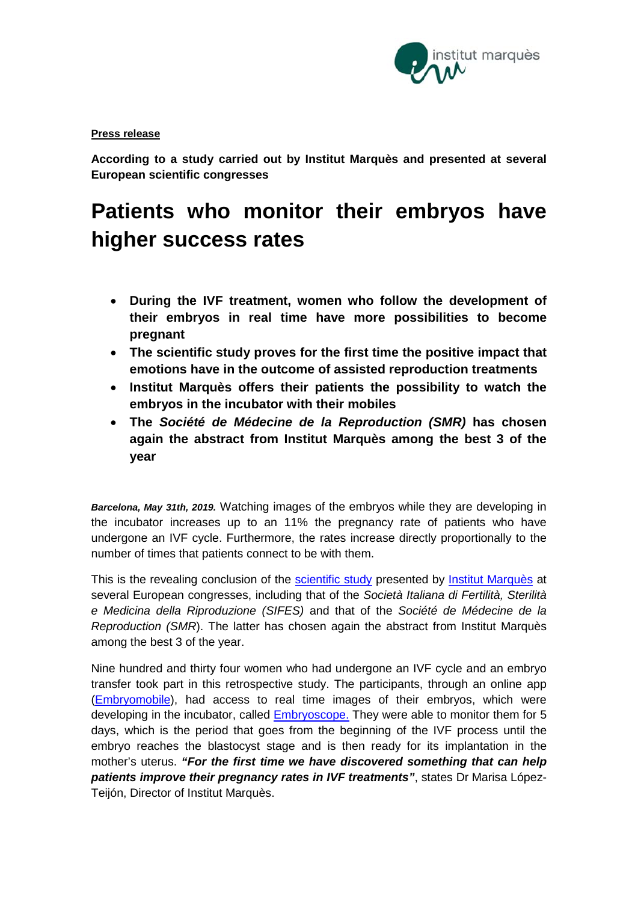**Press release**

**According to a study carried out by Institut Marquès and presented at several European scientific congresses**

# Patients who monitor their embryos have higher success rates

- **During the IVF treatment, women who follow the development of their embryos in real time have more possibilities to become pregnant**
- **The scientific study proves for the first time the positive impact that emotions have in the outcome of assisted reproduction treatments**
- **Institut Marquès offers their patients the possibility to watch the embryos in the incubator with their mobiles**
- **The *Société de Médecine de la Reproduction (SMR)* has chosen again the abstract from Institut Marquès among the best 3 of the year**

***Barcelona, May 31th, 2019.*** Watching images of the embryos while they are developing in the incubator increases up to an 11% the pregnancy rate of patients who have undergone an IVF cycle. Furthermore, the rates increase directly proportionally to the number of times that patients connect to be with them.

This is the revealing conclusion of the scientific study presented by Institut Marquès at several European congresses, including that of the *Società Italiana di Fertilità, Sterilità e Medicina della Riproduzione (SIFES)* and that of the *Société de Médecine de la Reproduction (SMR*). The latter has chosen again the abstract from Institut Marquès among the best 3 of the year.

Nine hundred and thirty four women who had undergone an IVF cycle and an embryo transfer took part in this retrospective study. The participants, through an online app (Embryomobile), had access to real time images of their embryos, which were developing in the incubator, called Embryoscope. They were able to monitor them for 5 days, which is the period that goes from the beginning of the IVF process until the embryo reaches the blastocyst stage and is then ready for its implantation in the mother's uterus. ***"For the first time we have discovered something that can help patients improve their pregnancy rates in IVF treatments"***, states Dr Marisa López-Teijón, Director of Institut Marquès.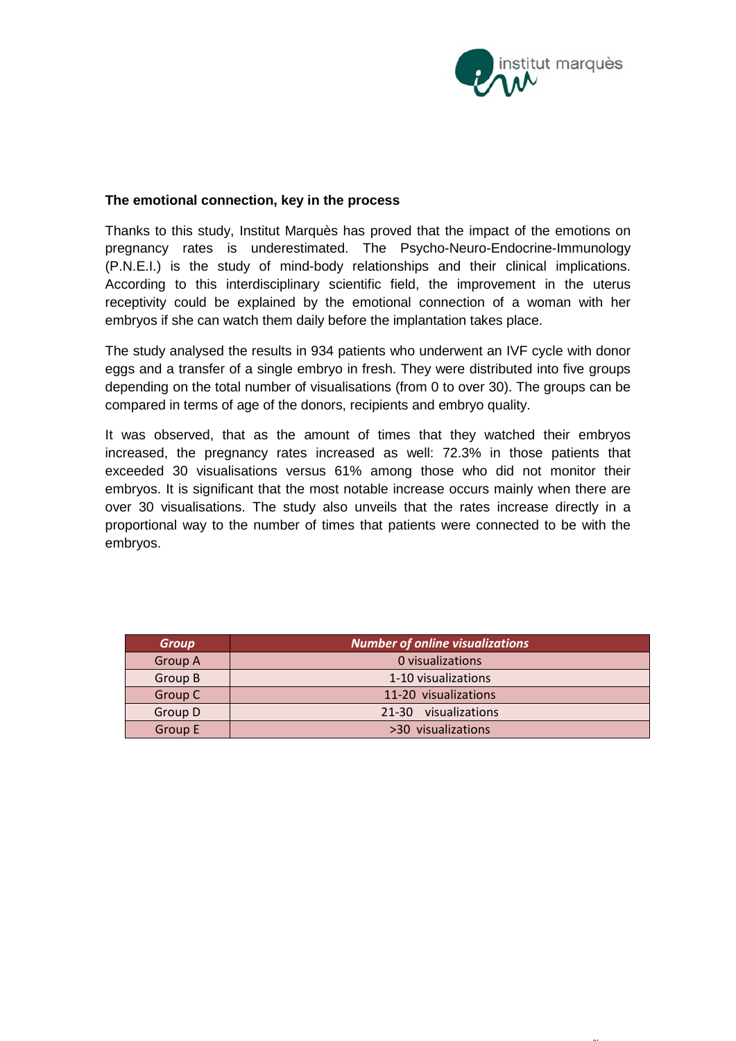**The emotional connection, key in the process**

Thanks to this study, Institut Marquès has proved that the impact of the emotions on pregnancy rates is underestimated. The Psycho-Neuro-Endocrine-Immunology (P.N.E.I.) is the study of mind-body relationships and their clinical implications. According to this interdisciplinary scientific field, the improvement in the uterus receptivity could be explained by the emotional connection of a woman with her embryos if she can watch them daily before the implantation takes place.

The study analysed the results in 934 patients who underwent an IVF cycle with donor eggs and a transfer of a single embryo in fresh. They were distributed into five groups depending on the total number of visualisations (from 0 to over 30). The groups can be compared in terms of age of the donors, recipients and embryo quality.

It was observed, that as the amount of times that they watched their embryos increased, the pregnancy rates increased as well: 72.3% in those patients that exceeded 30 visualisations versus 61% among those who did not monitor their embryos. It is significant that the most notable increase occurs mainly when there are over 30 visualisations. The study also unveils that the rates increase directly in a proportional way to the number of times that patients were connected to be with the embryos.

| *Group* | *Number of online visualizations* |
|---|---|
| Group A | 0 visualizations |
| Group B | 1-10 visualizations |
| Group C | 11-20 visualizations |
| Group D | 21-30 visualizations |
| Group E | >30 visualizations |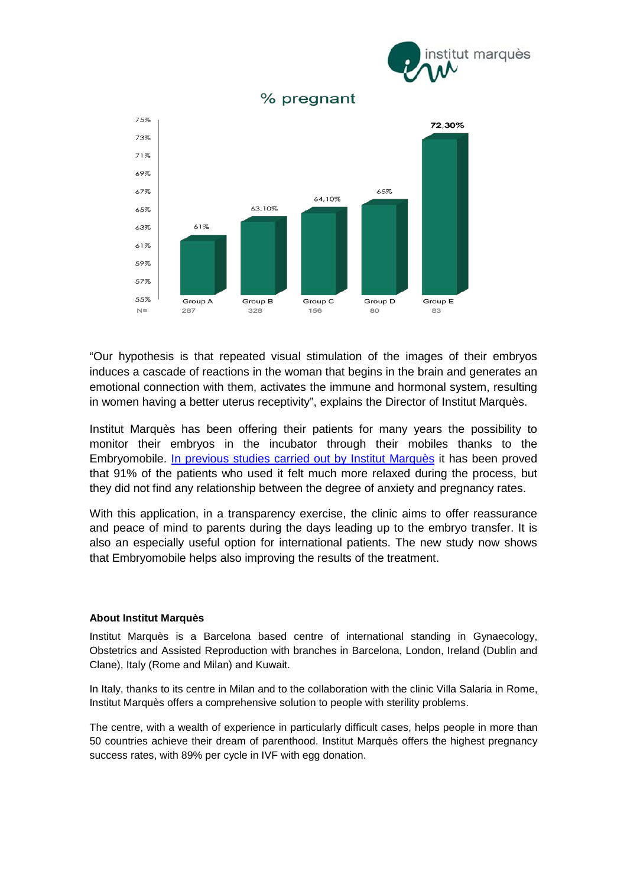% pregnant

| | Group A | Group B | Group C | Group D | Group E |
|---|---|---|---|---|---|
| % pregnant | 61% | 63,10% | 64,10% | 65% | 72,30% |
| N= | 287 | 328 | 156 | 80 | 83 |

"Our hypothesis is that repeated visual stimulation of the images of their embryos induces a cascade of reactions in the woman that begins in the brain and generates an emotional connection with them, activates the immune and hormonal system, resulting in women having a better uterus receptivity", explains the Director of Institut Marquès.

Institut Marquès has been offering their patients for many years the possibility to monitor their embryos in the incubator through their mobiles thanks to the Embryomobile. In previous studies carried out by Institut Marquès it has been proved that 91% of the patients who used it felt much more relaxed during the process, but they did not find any relationship between the degree of anxiety and pregnancy rates.

With this application, in a transparency exercise, the clinic aims to offer reassurance and peace of mind to parents during the days leading up to the embryo transfer. It is also an especially useful option for international patients. The new study now shows that Embryomobile helps also improving the results of the treatment.

**About Institut Marquès**

Institut Marquès is a Barcelona based centre of international standing in Gynaecology, Obstetrics and Assisted Reproduction with branches in Barcelona, London, Ireland (Dublin and Clane), Italy (Rome and Milan) and Kuwait.

In Italy, thanks to its centre in Milan and to the collaboration with the clinic Villa Salaria in Rome, Institut Marquès offers a comprehensive solution to people with sterility problems.

The centre, with a wealth of experience in particularly difficult cases, helps people in more than 50 countries achieve their dream of parenthood. Institut Marquès offers the highest pregnancy success rates, with 89% per cycle in IVF with egg donation.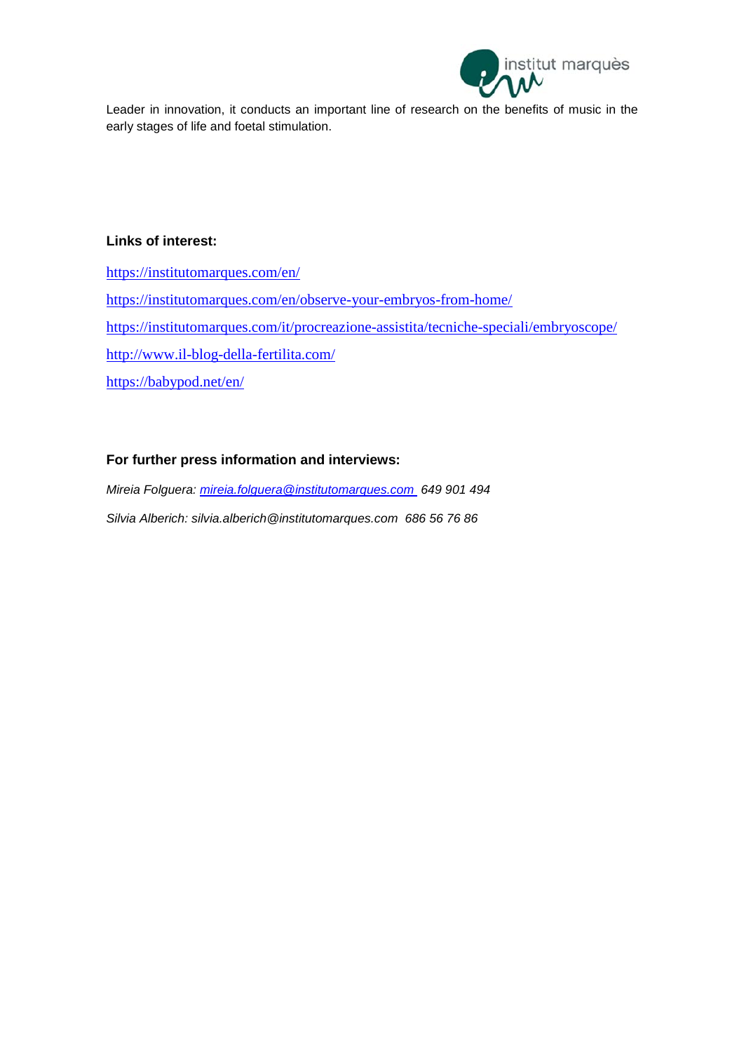Leader in innovation, it conducts an important line of research on the benefits of music in the early stages of life and foetal stimulation.

**Links of interest:**

https://institutomarques.com/en/

https://institutomarques.com/en/observe-your-embryos-from-home/

https://institutomarques.com/it/procreazione-assistita/tecniche-speciali/embryoscope/

http://www.il-blog-della-fertilita.com/

https://babypod.net/en/

**For further press information and interviews:**

*Mireia Folguera: mireia.folguera@institutomarques.com 649 901 494*

*Silvia Alberich: silvia.alberich@institutomarques.com 686 56 76 86*